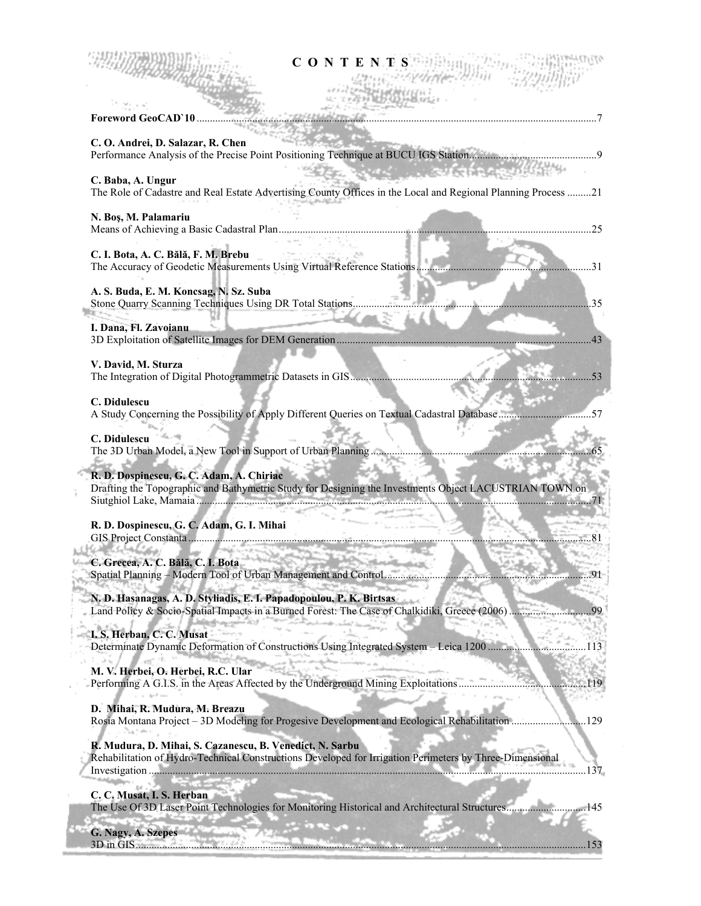# CONTENTS

**Foreword GeoCAD`10** ....................................................................................................................................................7

**C. O. Andrei, D. Salazar, R. Chen**
Performance Analysis of the Precise Point Positioning Technique at BUCU IGS Station...............................................9

**C. Baba, A. Ungur**
The Role of Cadastre and Real Estate Advertising County Offices in the Local and Regional Planning Process .........21

**N. Boş, M. Palamariu**
Means of Achieving a Basic Cadastral Plan.....................................................................................................................25

**C. I. Bota, A. C. Bălă, F. M. Brebu**
The Accuracy of Geodetic Measurements Using Virtual Reference Stations.................................................................31

**A. S. Buda, E. M. Koncsag, N. Sz. Suba**
Stone Quarry Scanning Techniques Using DR Total Stations.........................................................................................35

**I. Dana, Fl. Zavoianu**
3D Exploitation of Satellite Images for DEM Generation................................................................................................43

**V. David, M. Sturza**
The Integration of Digital Photogrammetric Datasets in GIS..........................................................................................53

**C. Didulescu**
A Study Concerning the Possibility of Apply Different Queries on Textual Cadastral Database...................................57

**C. Didulescu**
The 3D Urban Model, a New Tool in Support of Urban Planning...................................................................................65

**R. D. Dospinescu, G. C. Adam, A. Chiriac**
Drafting the Topographic and Bathymetric Study for Designing the Investments Object LACUSTRIAN TOWN on Siutghiol Lake, Mamaia ...................................................................................................................................................71

**R. D. Dospinescu, G. C. Adam, G. I. Mihai**
GIS Project Constanta .......................................................................................................................................................81

**C. Grecea, A. C. Bălă, C. I. Bota**
Spatial Planning – Modern Tool of Urban Management and Control..............................................................................91

**N. D. Hasanagas, A. D. Styliadis, E. I. Papadopoulou, P. K. Birtsas**
Land Policy & Socio-Spatial Impacts in a Burned Forest: The Case of Chalkidiki, Greece (2006) ..............................99

**I. S. Herban, C. C. Musat**
Determinate Dynamic Deformation of Constructions Using Integrated System – Leica 1200 .....................................113

**M. V. Herbei, O. Herbei, R.C. Ular**
Performing A G.I.S. in the Areas Affected by the Underground Mining Exploitations................................................119

**D. Mihai, R. Mudura, M. Breazu**
Rosia Montana Project – 3D Modeling for Progesive Development and Ecological Rehabilitation ............................129

**R. Mudura, D. Mihai, S. Cazanescu, B. Venedict, N. Sarbu**
Rehabilitation of Hydro-Technical Constructions Developed for Irrigation Perimeters by Three-Dimensional Investigation ...................................................................................................................................................................137

**C. C. Musat, I. S. Herban**
The Use Of 3D Laser Point Technologies for Monitoring Historical and Architectural Structures..............................145

**G. Nagy, A. Szepes**
3D in GIS.........................................................................................................................................................................153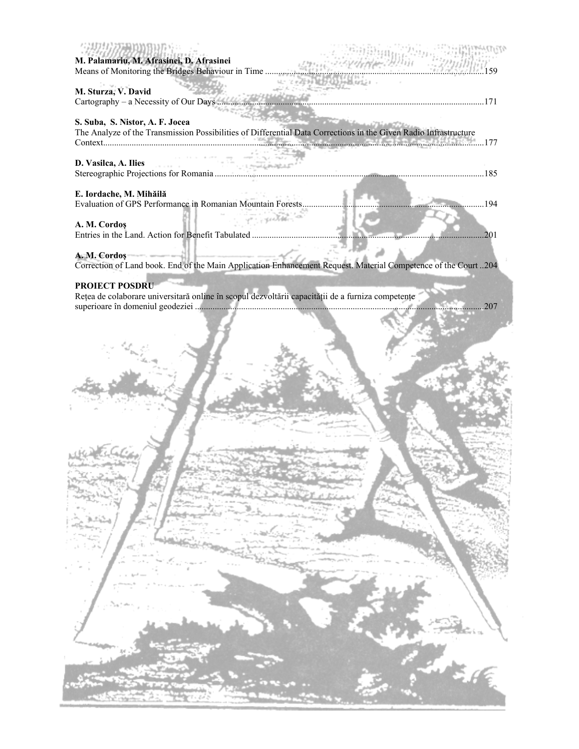**M. Palamariu, M. Afrasinei, D. Afrasinei**
Means of Monitoring the Bridges Behaviour in Time ....................................................................................................159

**M. Sturza, V. David**
Cartography – a Necessity of Our Days ..........................................................................................................................171

**S. Suba, S. Nistor, A. F. Jocea**
The Analyze of the Transmission Possibilities of Differential Data Corrections in the Given Radio Infrastructure Context....................................................................................................................................................................177

**D. Vasilca, A. Ilies**
Stereographic Projections for Romania ..........................................................................................................................185

**E. Iordache, M. Mihăilă**
Evaluation of GPS Performance in Romanian Mountain Forests....................................................................................194

**A. M. Cordoş**
Entries in the Land. Action for Benefit Tabulated ..........................................................................................................201

**A. M. Cordoş**
Correction of Land book. End of the Main Application Enhancement Request. Material Competence of the Court ..204

**PROIECT POSDRU**
Rețea de colaborare universitară online în scopul dezvoltării capacității de a furniza competențe superioare în domeniul geodeziei ..............................................................................................................................207